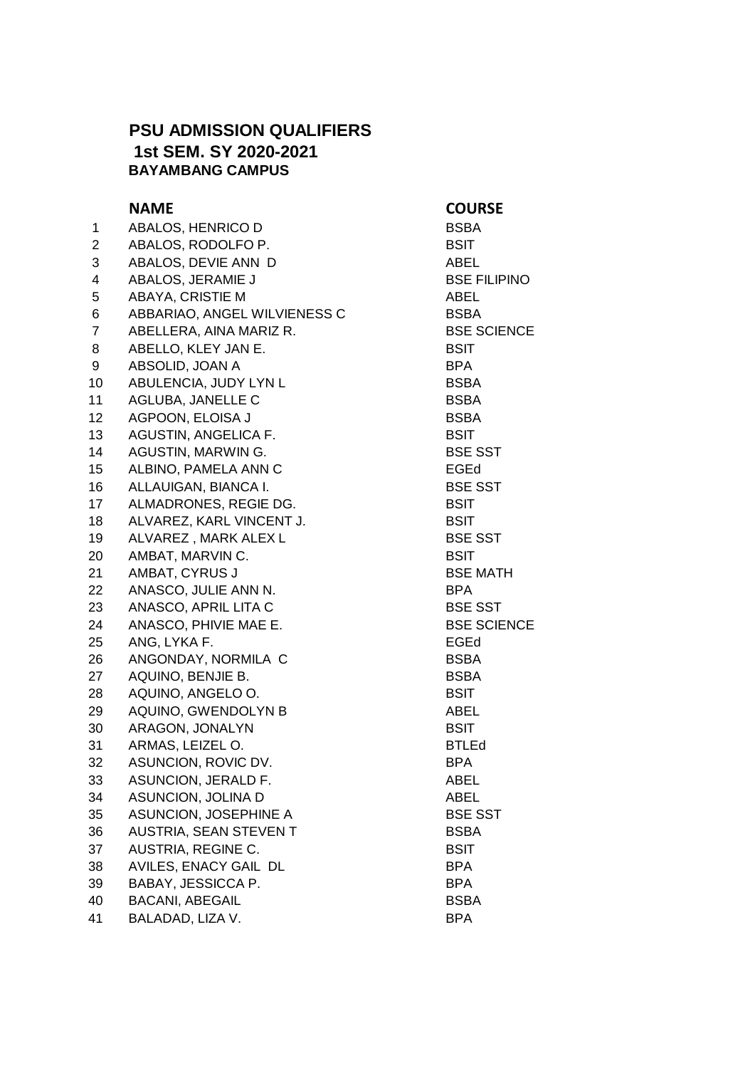# PSU ADMISSION QUALIFIERS

## 1st SEM. SY 2020-2021

### BAYAMBANG CAMPUS

| | NAME | COURSE |
|---|---|---|
| 1 | ABALOS, HENRICO D | BSBA |
| 2 | ABALOS, RODOLFO P. | BSIT |
| 3 | ABALOS, DEVIE ANN D | ABEL |
| 4 | ABALOS, JERAMIE J | BSE FILIPINO |
| 5 | ABAYA, CRISTIE M | ABEL |
| 6 | ABBARIAO, ANGEL WILVIENESS C | BSBA |
| 7 | ABELLERA, AINA MARIZ R. | BSE SCIENCE |
| 8 | ABELLO, KLEY JAN E. | BSIT |
| 9 | ABSOLID, JOAN A | BPA |
| 10 | ABULENCIA, JUDY LYN L | BSBA |
| 11 | AGLUBA, JANELLE C | BSBA |
| 12 | AGPOON, ELOISA J | BSBA |
| 13 | AGUSTIN, ANGELICA F. | BSIT |
| 14 | AGUSTIN, MARWIN G. | BSE SST |
| 15 | ALBINO, PAMELA ANN C | EGEd |
| 16 | ALLAUIGAN, BIANCA I. | BSE SST |
| 17 | ALMADRONES, REGIE DG. | BSIT |
| 18 | ALVAREZ, KARL VINCENT J. | BSIT |
| 19 | ALVAREZ , MARK ALEX L | BSE SST |
| 20 | AMBAT, MARVIN C. | BSIT |
| 21 | AMBAT, CYRUS J | BSE MATH |
| 22 | ANASCO, JULIE ANN N. | BPA |
| 23 | ANASCO, APRIL LITA C | BSE SST |
| 24 | ANASCO, PHIVIE MAE E. | BSE SCIENCE |
| 25 | ANG, LYKA F. | EGEd |
| 26 | ANGONDAY, NORMILA C | BSBA |
| 27 | AQUINO, BENJIE B. | BSBA |
| 28 | AQUINO, ANGELO O. | BSIT |
| 29 | AQUINO, GWENDOLYN B | ABEL |
| 30 | ARAGON, JONALYN | BSIT |
| 31 | ARMAS, LEIZEL O. | BTLEd |
| 32 | ASUNCION, ROVIC DV. | BPA |
| 33 | ASUNCION, JERALD F. | ABEL |
| 34 | ASUNCION, JOLINA D | ABEL |
| 35 | ASUNCION, JOSEPHINE A | BSE SST |
| 36 | AUSTRIA, SEAN STEVEN T | BSBA |
| 37 | AUSTRIA, REGINE C. | BSIT |
| 38 | AVILES, ENACY GAIL DL | BPA |
| 39 | BABAY, JESSICCA P. | BPA |
| 40 | BACANI, ABEGAIL | BSBA |
| 41 | BALADAD, LIZA V. | BPA |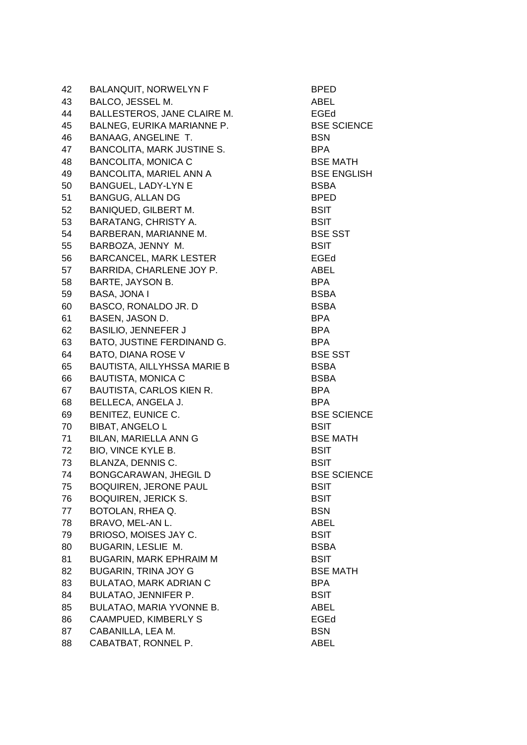| | | |
|---|---|---|
| 42 | BALANQUIT, NORWELYN F | BPED |
| 43 | BALCO, JESSEL M. | ABEL |
| 44 | BALLESTEROS, JANE CLAIRE M. | EGEd |
| 45 | BALNEG, EURIKA MARIANNE P. | BSE SCIENCE |
| 46 | BANAAG, ANGELINE T. | BSN |
| 47 | BANCOLITA, MARK JUSTINE S. | BPA |
| 48 | BANCOLITA, MONICA C | BSE MATH |
| 49 | BANCOLITA, MARIEL ANN A | BSE ENGLISH |
| 50 | BANGUEL, LADY-LYN E | BSBA |
| 51 | BANGUG, ALLAN DG | BPED |
| 52 | BANIQUED, GILBERT M. | BSIT |
| 53 | BARATANG, CHRISTY A. | BSIT |
| 54 | BARBERAN, MARIANNE M. | BSE SST |
| 55 | BARBOZA, JENNY M. | BSIT |
| 56 | BARCANCEL, MARK LESTER | EGEd |
| 57 | BARRIDA, CHARLENE JOY P. | ABEL |
| 58 | BARTE, JAYSON B. | BPA |
| 59 | BASA, JONA I | BSBA |
| 60 | BASCO, RONALDO JR. D | BSBA |
| 61 | BASEN, JASON D. | BPA |
| 62 | BASILIO, JENNEFER J | BPA |
| 63 | BATO, JUSTINE FERDINAND G. | BPA |
| 64 | BATO, DIANA ROSE V | BSE SST |
| 65 | BAUTISTA, AILLYHSSA MARIE B | BSBA |
| 66 | BAUTISTA, MONICA C | BSBA |
| 67 | BAUTISTA, CARLOS KIEN R. | BPA |
| 68 | BELLECA, ANGELA J. | BPA |
| 69 | BENITEZ, EUNICE C. | BSE SCIENCE |
| 70 | BIBAT, ANGELO L | BSIT |
| 71 | BILAN, MARIELLA ANN G | BSE MATH |
| 72 | BIO, VINCE KYLE B. | BSIT |
| 73 | BLANZA, DENNIS C. | BSIT |
| 74 | BONGCARAWAN, JHEGIL D | BSE SCIENCE |
| 75 | BOQUIREN, JERONE PAUL | BSIT |
| 76 | BOQUIREN, JERICK S. | BSIT |
| 77 | BOTOLAN, RHEA Q. | BSN |
| 78 | BRAVO, MEL-AN L. | ABEL |
| 79 | BRIOSO, MOISES JAY C. | BSIT |
| 80 | BUGARIN, LESLIE M. | BSBA |
| 81 | BUGARIN, MARK EPHRAIM M | BSIT |
| 82 | BUGARIN, TRINA JOY G | BSE MATH |
| 83 | BULATAO, MARK ADRIAN C | BPA |
| 84 | BULATAO, JENNIFER P. | BSIT |
| 85 | BULATAO, MARIA YVONNE B. | ABEL |
| 86 | CAAMPUED, KIMBERLY S | EGEd |
| 87 | CABANILLA, LEA M. | BSN |
| 88 | CABATBAT, RONNEL P. | ABEL |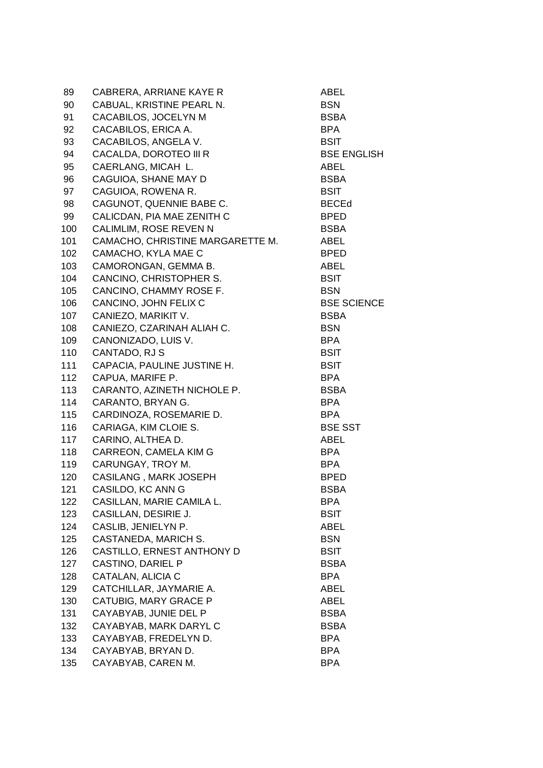| | | |
|---|---|---|
| 89 | CABRERA, ARRIANE KAYE R | ABEL |
| 90 | CABUAL, KRISTINE PEARL N. | BSN |
| 91 | CACABILOS, JOCELYN M | BSBA |
| 92 | CACABILOS, ERICA A. | BPA |
| 93 | CACABILOS, ANGELA V. | BSIT |
| 94 | CACALDA, DOROTEO III R | BSE ENGLISH |
| 95 | CAERLANG, MICAH L. | ABEL |
| 96 | CAGUIOA, SHANE MAY D | BSBA |
| 97 | CAGUIOA, ROWENA R. | BSIT |
| 98 | CAGUNOT, QUENNIE BABE C. | BECEd |
| 99 | CALICDAN, PIA MAE ZENITH C | BPED |
| 100 | CALIMLIM, ROSE REVEN N | BSBA |
| 101 | CAMACHO, CHRISTINE MARGARETTE M. | ABEL |
| 102 | CAMACHO, KYLA MAE C | BPED |
| 103 | CAMORONGAN, GEMMA B. | ABEL |
| 104 | CANCINO, CHRISTOPHER S. | BSIT |
| 105 | CANCINO, CHAMMY ROSE F. | BSN |
| 106 | CANCINO, JOHN FELIX C | BSE SCIENCE |
| 107 | CANIEZO, MARIKIT V. | BSBA |
| 108 | CANIEZO, CZARINAH ALIAH C. | BSN |
| 109 | CANONIZADO, LUIS V. | BPA |
| 110 | CANTADO, RJ S | BSIT |
| 111 | CAPACIA, PAULINE JUSTINE H. | BSIT |
| 112 | CAPUA, MARIFE P. | BPA |
| 113 | CARANTO, AZINETH NICHOLE P. | BSBA |
| 114 | CARANTO, BRYAN G. | BPA |
| 115 | CARDINOZA, ROSEMARIE D. | BPA |
| 116 | CARIAGA, KIM CLOIE S. | BSE SST |
| 117 | CARINO, ALTHEA D. | ABEL |
| 118 | CARREON, CAMELA KIM G | BPA |
| 119 | CARUNGAY, TROY M. | BPA |
| 120 | CASILANG , MARK JOSEPH | BPED |
| 121 | CASILDO, KC ANN G | BSBA |
| 122 | CASILLAN, MARIE CAMILA L. | BPA |
| 123 | CASILLAN, DESIRIE J. | BSIT |
| 124 | CASLIB, JENIELYN P. | ABEL |
| 125 | CASTANEDA, MARICH S. | BSN |
| 126 | CASTILLO, ERNEST ANTHONY D | BSIT |
| 127 | CASTINO, DARIEL P | BSBA |
| 128 | CATALAN, ALICIA C | BPA |
| 129 | CATCHILLAR, JAYMARIE A. | ABEL |
| 130 | CATUBIG, MARY GRACE P | ABEL |
| 131 | CAYABYAB, JUNIE DEL P | BSBA |
| 132 | CAYABYAB, MARK DARYL C | BSBA |
| 133 | CAYABYAB, FREDELYN D. | BPA |
| 134 | CAYABYAB, BRYAN D. | BPA |
| 135 | CAYABYAB, CAREN M. | BPA |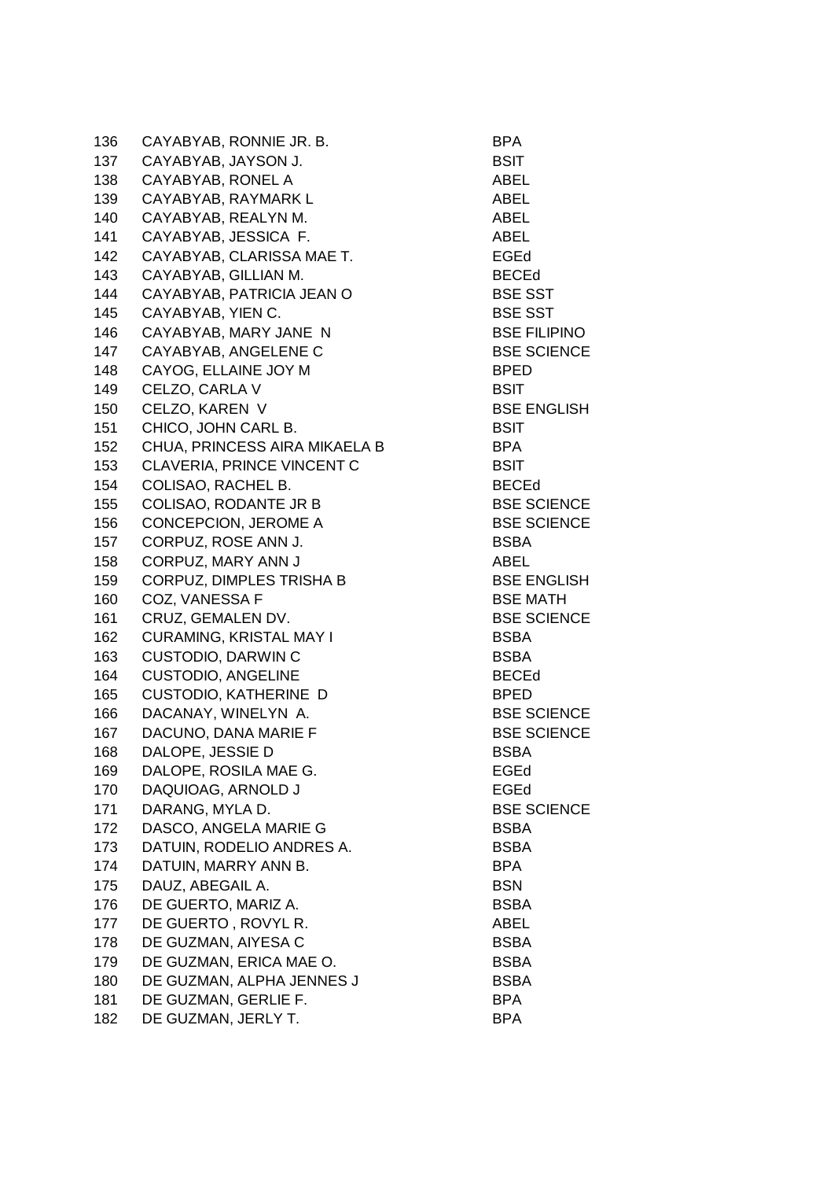| | | |
|---|---|---|
| 136 | CAYABYAB, RONNIE JR. B. | BPA |
| 137 | CAYABYAB, JAYSON J. | BSIT |
| 138 | CAYABYAB, RONEL A | ABEL |
| 139 | CAYABYAB, RAYMARK L | ABEL |
| 140 | CAYABYAB, REALYN M. | ABEL |
| 141 | CAYABYAB, JESSICA F. | ABEL |
| 142 | CAYABYAB, CLARISSA MAE T. | EGEd |
| 143 | CAYABYAB, GILLIAN M. | BECEd |
| 144 | CAYABYAB, PATRICIA JEAN O | BSE SST |
| 145 | CAYABYAB, YIEN C. | BSE SST |
| 146 | CAYABYAB, MARY JANE N | BSE FILIPINO |
| 147 | CAYABYAB, ANGELENE C | BSE SCIENCE |
| 148 | CAYOG, ELLAINE JOY M | BPED |
| 149 | CELZO, CARLA V | BSIT |
| 150 | CELZO, KAREN V | BSE ENGLISH |
| 151 | CHICO, JOHN CARL B. | BSIT |
| 152 | CHUA, PRINCESS AIRA MIKAELA B | BPA |
| 153 | CLAVERIA, PRINCE VINCENT C | BSIT |
| 154 | COLISAO, RACHEL B. | BECEd |
| 155 | COLISAO, RODANTE JR B | BSE SCIENCE |
| 156 | CONCEPCION, JEROME A | BSE SCIENCE |
| 157 | CORPUZ, ROSE ANN J. | BSBA |
| 158 | CORPUZ, MARY ANN J | ABEL |
| 159 | CORPUZ, DIMPLES TRISHA B | BSE ENGLISH |
| 160 | COZ, VANESSA F | BSE MATH |
| 161 | CRUZ, GEMALEN DV. | BSE SCIENCE |
| 162 | CURAMING, KRISTAL MAY I | BSBA |
| 163 | CUSTODIO, DARWIN C | BSBA |
| 164 | CUSTODIO, ANGELINE | BECEd |
| 165 | CUSTODIO, KATHERINE D | BPED |
| 166 | DACANAY, WINELYN A. | BSE SCIENCE |
| 167 | DACUNO, DANA MARIE F | BSE SCIENCE |
| 168 | DALOPE, JESSIE D | BSBA |
| 169 | DALOPE, ROSILA MAE G. | EGEd |
| 170 | DAQUIOAG, ARNOLD J | EGEd |
| 171 | DARANG, MYLA D. | BSE SCIENCE |
| 172 | DASCO, ANGELA MARIE G | BSBA |
| 173 | DATUIN, RODELIO ANDRES A. | BSBA |
| 174 | DATUIN, MARRY ANN B. | BPA |
| 175 | DAUZ, ABEGAIL A. | BSN |
| 176 | DE GUERTO, MARIZ A. | BSBA |
| 177 | DE GUERTO , ROVYL R. | ABEL |
| 178 | DE GUZMAN, AIYESA C | BSBA |
| 179 | DE GUZMAN, ERICA MAE O. | BSBA |
| 180 | DE GUZMAN, ALPHA JENNES J | BSBA |
| 181 | DE GUZMAN, GERLIE F. | BPA |
| 182 | DE GUZMAN, JERLY T. | BPA |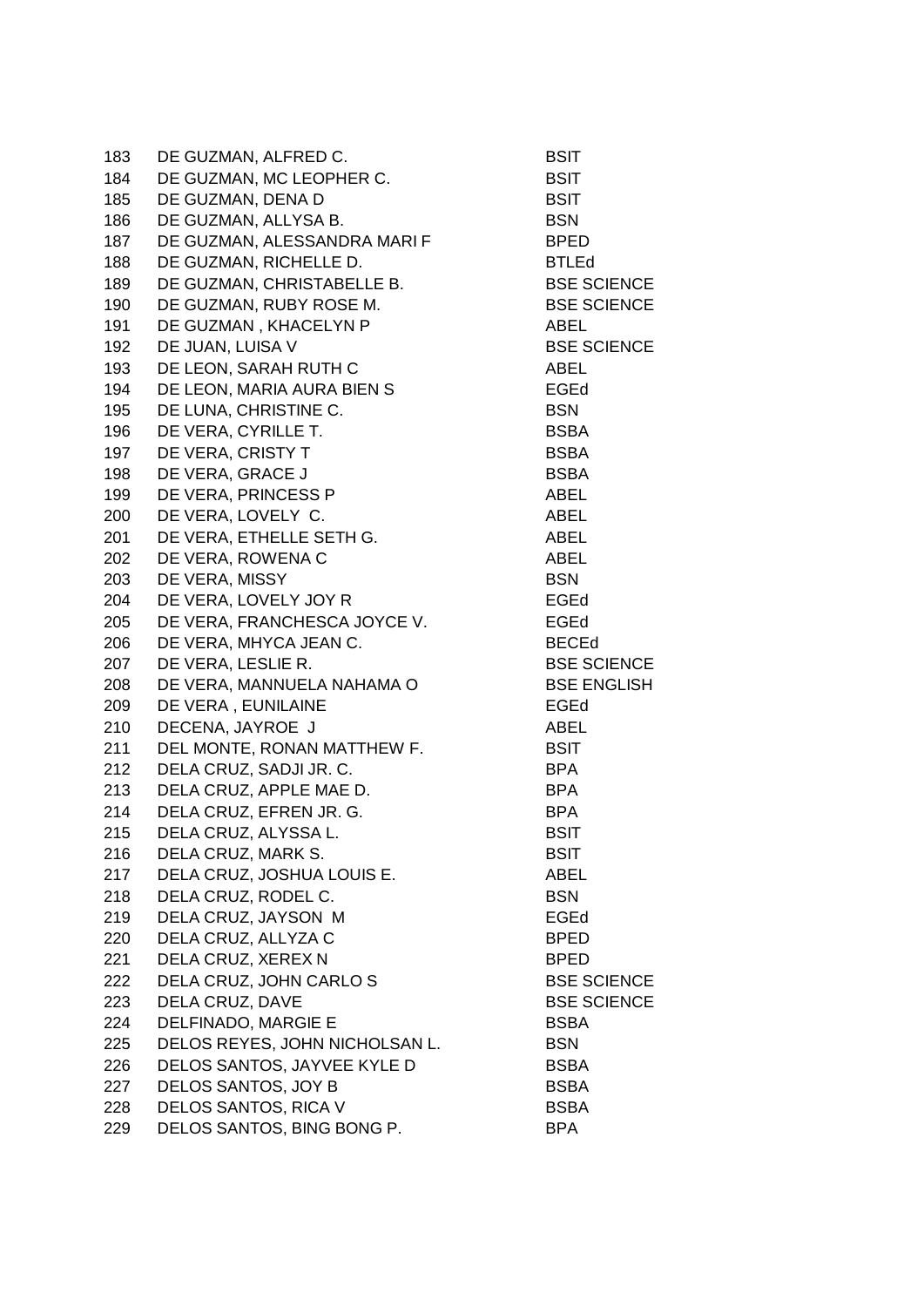| | | |
|---|---|---|
| 183 | DE GUZMAN, ALFRED C. | BSIT |
| 184 | DE GUZMAN, MC LEOPHER C. | BSIT |
| 185 | DE GUZMAN, DENA D | BSIT |
| 186 | DE GUZMAN, ALLYSA B. | BSN |
| 187 | DE GUZMAN, ALESSANDRA MARI F | BPED |
| 188 | DE GUZMAN, RICHELLE D. | BTLEd |
| 189 | DE GUZMAN, CHRISTABELLE B. | BSE SCIENCE |
| 190 | DE GUZMAN, RUBY ROSE M. | BSE SCIENCE |
| 191 | DE GUZMAN , KHACELYN P | ABEL |
| 192 | DE JUAN, LUISA V | BSE SCIENCE |
| 193 | DE LEON, SARAH RUTH C | ABEL |
| 194 | DE LEON, MARIA AURA BIEN S | EGEd |
| 195 | DE LUNA, CHRISTINE C. | BSN |
| 196 | DE VERA, CYRILLE T. | BSBA |
| 197 | DE VERA, CRISTY T | BSBA |
| 198 | DE VERA, GRACE J | BSBA |
| 199 | DE VERA, PRINCESS P | ABEL |
| 200 | DE VERA, LOVELY C. | ABEL |
| 201 | DE VERA, ETHELLE SETH G. | ABEL |
| 202 | DE VERA, ROWENA C | ABEL |
| 203 | DE VERA, MISSY | BSN |
| 204 | DE VERA, LOVELY JOY R | EGEd |
| 205 | DE VERA, FRANCHESCA JOYCE V. | EGEd |
| 206 | DE VERA, MHYCA JEAN C. | BECEd |
| 207 | DE VERA, LESLIE R. | BSE SCIENCE |
| 208 | DE VERA, MANNUELA NAHAMA O | BSE ENGLISH |
| 209 | DE VERA , EUNILAINE | EGEd |
| 210 | DECENA, JAYROE J | ABEL |
| 211 | DEL MONTE, RONAN MATTHEW F. | BSIT |
| 212 | DELA CRUZ, SADJI JR. C. | BPA |
| 213 | DELA CRUZ, APPLE MAE D. | BPA |
| 214 | DELA CRUZ, EFREN JR. G. | BPA |
| 215 | DELA CRUZ, ALYSSA L. | BSIT |
| 216 | DELA CRUZ, MARK S. | BSIT |
| 217 | DELA CRUZ, JOSHUA LOUIS E. | ABEL |
| 218 | DELA CRUZ, RODEL C. | BSN |
| 219 | DELA CRUZ, JAYSON M | EGEd |
| 220 | DELA CRUZ, ALLYZA C | BPED |
| 221 | DELA CRUZ, XEREX N | BPED |
| 222 | DELA CRUZ, JOHN CARLO S | BSE SCIENCE |
| 223 | DELA CRUZ, DAVE | BSE SCIENCE |
| 224 | DELFINADO, MARGIE E | BSBA |
| 225 | DELOS REYES, JOHN NICHOLSAN L. | BSN |
| 226 | DELOS SANTOS, JAYVEE KYLE D | BSBA |
| 227 | DELOS SANTOS, JOY B | BSBA |
| 228 | DELOS SANTOS, RICA V | BSBA |
| 229 | DELOS SANTOS, BING BONG P. | BPA |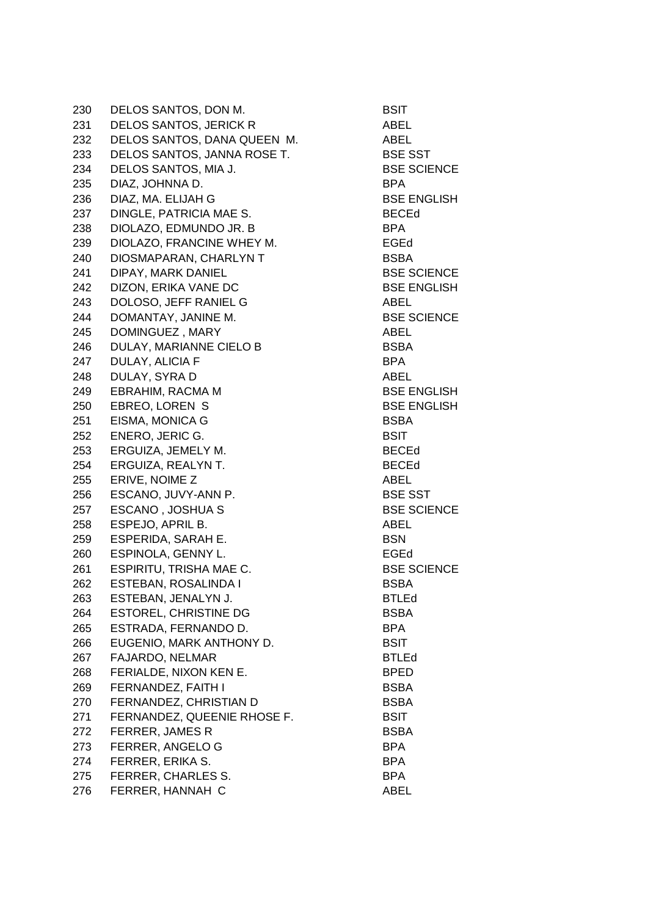| | | |
|---|---|---|
| 230 | DELOS SANTOS, DON M. | BSIT |
| 231 | DELOS SANTOS, JERICK R | ABEL |
| 232 | DELOS SANTOS, DANA QUEEN M. | ABEL |
| 233 | DELOS SANTOS, JANNA ROSE T. | BSE SST |
| 234 | DELOS SANTOS, MIA J. | BSE SCIENCE |
| 235 | DIAZ, JOHNNA D. | BPA |
| 236 | DIAZ, MA. ELIJAH G | BSE ENGLISH |
| 237 | DINGLE, PATRICIA MAE S. | BECEd |
| 238 | DIOLAZO, EDMUNDO JR. B | BPA |
| 239 | DIOLAZO, FRANCINE WHEY M. | EGEd |
| 240 | DIOSMAPARAN, CHARLYN T | BSBA |
| 241 | DIPAY, MARK DANIEL | BSE SCIENCE |
| 242 | DIZON, ERIKA VANE DC | BSE ENGLISH |
| 243 | DOLOSO, JEFF RANIEL G | ABEL |
| 244 | DOMANTAY, JANINE M. | BSE SCIENCE |
| 245 | DOMINGUEZ , MARY | ABEL |
| 246 | DULAY, MARIANNE CIELO B | BSBA |
| 247 | DULAY, ALICIA F | BPA |
| 248 | DULAY, SYRA D | ABEL |
| 249 | EBRAHIM, RACMA M | BSE ENGLISH |
| 250 | EBREO, LOREN S | BSE ENGLISH |
| 251 | EISMA, MONICA G | BSBA |
| 252 | ENERO, JERIC G. | BSIT |
| 253 | ERGUIZA, JEMELY M. | BECEd |
| 254 | ERGUIZA, REALYN T. | BECEd |
| 255 | ERIVE, NOIME Z | ABEL |
| 256 | ESCANO, JUVY-ANN P. | BSE SST |
| 257 | ESCANO , JOSHUA S | BSE SCIENCE |
| 258 | ESPEJO, APRIL B. | ABEL |
| 259 | ESPERIDA, SARAH E. | BSN |
| 260 | ESPINOLA, GENNY L. | EGEd |
| 261 | ESPIRITU, TRISHA MAE C. | BSE SCIENCE |
| 262 | ESTEBAN, ROSALINDA I | BSBA |
| 263 | ESTEBAN, JENALYN J. | BTLEd |
| 264 | ESTOREL, CHRISTINE DG | BSBA |
| 265 | ESTRADA, FERNANDO D. | BPA |
| 266 | EUGENIO, MARK ANTHONY D. | BSIT |
| 267 | FAJARDO, NELMAR | BTLEd |
| 268 | FERIALDE, NIXON KEN E. | BPED |
| 269 | FERNANDEZ, FAITH I | BSBA |
| 270 | FERNANDEZ, CHRISTIAN D | BSBA |
| 271 | FERNANDEZ, QUEENIE RHOSE F. | BSIT |
| 272 | FERRER, JAMES R | BSBA |
| 273 | FERRER, ANGELO G | BPA |
| 274 | FERRER, ERIKA S. | BPA |
| 275 | FERRER, CHARLES S. | BPA |
| 276 | FERRER, HANNAH C | ABEL |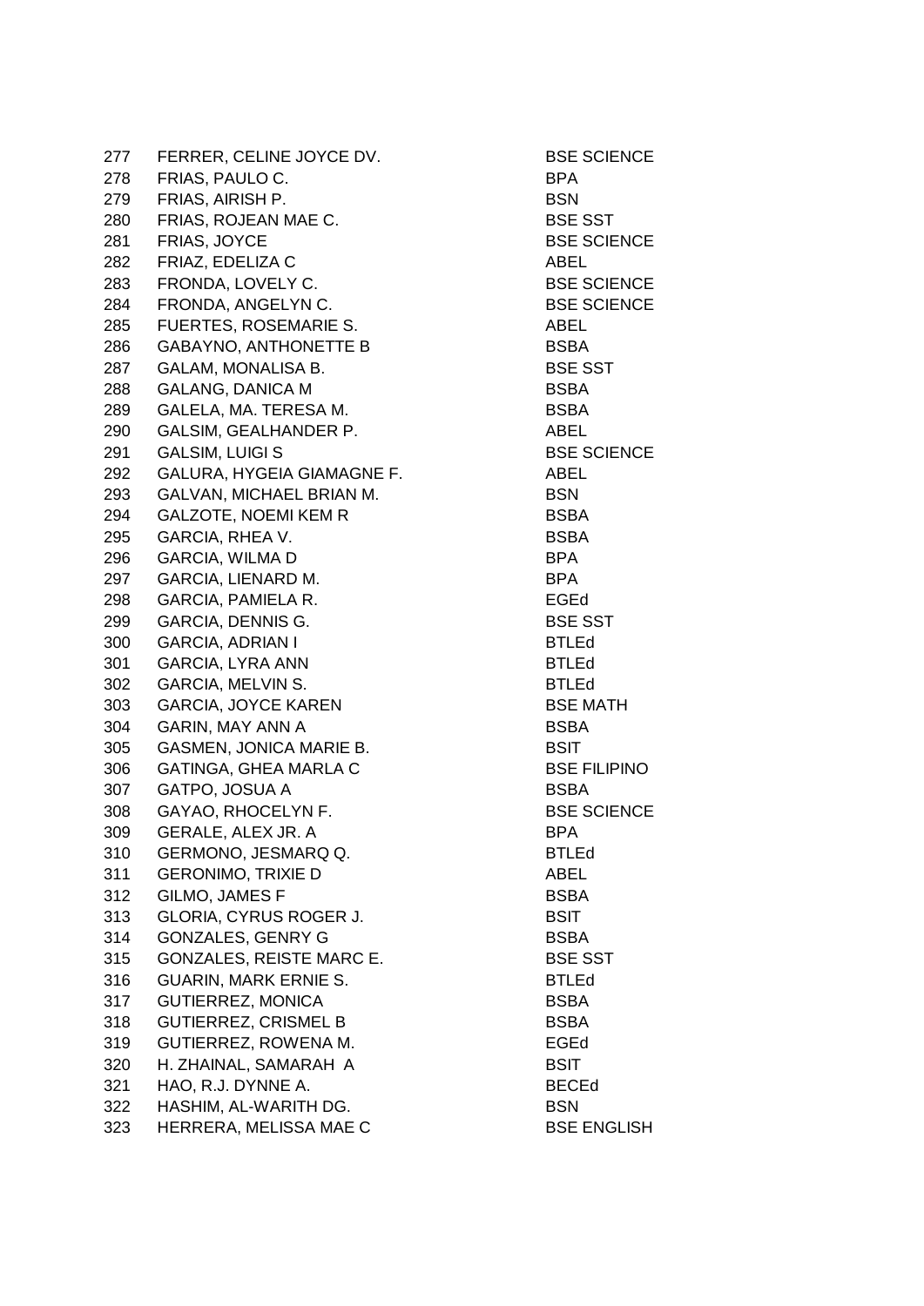| | | |
|---|---|---|
| 277 | FERRER, CELINE JOYCE DV. | BSE SCIENCE |
| 278 | FRIAS, PAULO C. | BPA |
| 279 | FRIAS, AIRISH P. | BSN |
| 280 | FRIAS, ROJEAN MAE C. | BSE SST |
| 281 | FRIAS, JOYCE | BSE SCIENCE |
| 282 | FRIAZ, EDELIZA C | ABEL |
| 283 | FRONDA, LOVELY C. | BSE SCIENCE |
| 284 | FRONDA, ANGELYN C. | BSE SCIENCE |
| 285 | FUERTES, ROSEMARIE S. | ABEL |
| 286 | GABAYNO, ANTHONETTE B | BSBA |
| 287 | GALAM, MONALISA B. | BSE SST |
| 288 | GALANG, DANICA M | BSBA |
| 289 | GALELA, MA. TERESA M. | BSBA |
| 290 | GALSIM, GEALHANDER P. | ABEL |
| 291 | GALSIM, LUIGI S | BSE SCIENCE |
| 292 | GALURA, HYGEIA GIAMAGNE F. | ABEL |
| 293 | GALVAN, MICHAEL BRIAN M. | BSN |
| 294 | GALZOTE, NOEMI KEM R | BSBA |
| 295 | GARCIA, RHEA V. | BSBA |
| 296 | GARCIA, WILMA D | BPA |
| 297 | GARCIA, LIENARD M. | BPA |
| 298 | GARCIA, PAMIELA R. | EGEd |
| 299 | GARCIA, DENNIS G. | BSE SST |
| 300 | GARCIA, ADRIAN I | BTLEd |
| 301 | GARCIA, LYRA ANN | BTLEd |
| 302 | GARCIA, MELVIN S. | BTLEd |
| 303 | GARCIA, JOYCE KAREN | BSE MATH |
| 304 | GARIN, MAY ANN A | BSBA |
| 305 | GASMEN, JONICA MARIE B. | BSIT |
| 306 | GATINGA, GHEA MARLA C | BSE FILIPINO |
| 307 | GATPO, JOSUA A | BSBA |
| 308 | GAYAO, RHOCELYN F. | BSE SCIENCE |
| 309 | GERALE, ALEX JR. A | BPA |
| 310 | GERMONO, JESMARQ Q. | BTLEd |
| 311 | GERONIMO, TRIXIE D | ABEL |
| 312 | GILMO, JAMES F | BSBA |
| 313 | GLORIA, CYRUS ROGER J. | BSIT |
| 314 | GONZALES, GENRY G | BSBA |
| 315 | GONZALES, REISTE MARC E. | BSE SST |
| 316 | GUARIN, MARK ERNIE S. | BTLEd |
| 317 | GUTIERREZ, MONICA | BSBA |
| 318 | GUTIERREZ, CRISMEL B | BSBA |
| 319 | GUTIERREZ, ROWENA M. | EGEd |
| 320 | H. ZHAINAL, SAMARAH A | BSIT |
| 321 | HAO, R.J. DYNNE A. | BECEd |
| 322 | HASHIM, AL-WARITH DG. | BSN |
| 323 | HERRERA, MELISSA MAE C | BSE ENGLISH |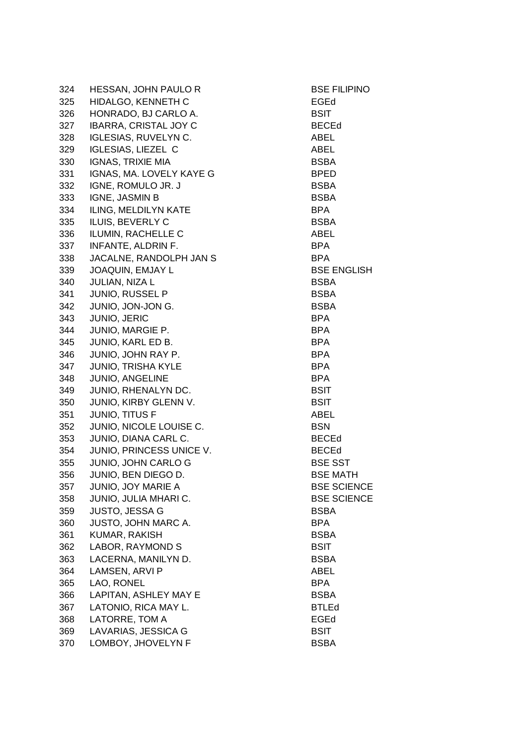| | | |
|---|---|---|
| 324 | HESSAN, JOHN PAULO R | BSE FILIPINO |
| 325 | HIDALGO, KENNETH C | EGEd |
| 326 | HONRADO, BJ CARLO A. | BSIT |
| 327 | IBARRA, CRISTAL JOY C | BECEd |
| 328 | IGLESIAS, RUVELYN C. | ABEL |
| 329 | IGLESIAS, LIEZEL C | ABEL |
| 330 | IGNAS, TRIXIE MIA | BSBA |
| 331 | IGNAS, MA. LOVELY KAYE G | BPED |
| 332 | IGNE, ROMULO JR. J | BSBA |
| 333 | IGNE, JASMIN B | BSBA |
| 334 | ILING, MELDILYN KATE | BPA |
| 335 | ILUIS, BEVERLY C | BSBA |
| 336 | ILUMIN, RACHELLE C | ABEL |
| 337 | INFANTE, ALDRIN F. | BPA |
| 338 | JACALNE, RANDOLPH JAN S | BPA |
| 339 | JOAQUIN, EMJAY L | BSE ENGLISH |
| 340 | JULIAN, NIZA L | BSBA |
| 341 | JUNIO, RUSSEL P | BSBA |
| 342 | JUNIO, JON-JON G. | BSBA |
| 343 | JUNIO, JERIC | BPA |
| 344 | JUNIO, MARGIE P. | BPA |
| 345 | JUNIO, KARL ED B. | BPA |
| 346 | JUNIO, JOHN RAY P. | BPA |
| 347 | JUNIO, TRISHA KYLE | BPA |
| 348 | JUNIO, ANGELINE | BPA |
| 349 | JUNIO, RHENALYN DC. | BSIT |
| 350 | JUNIO, KIRBY GLENN V. | BSIT |
| 351 | JUNIO, TITUS F | ABEL |
| 352 | JUNIO, NICOLE LOUISE C. | BSN |
| 353 | JUNIO, DIANA CARL C. | BECEd |
| 354 | JUNIO, PRINCESS UNICE V. | BECEd |
| 355 | JUNIO, JOHN CARLO G | BSE SST |
| 356 | JUNIO, BEN DIEGO D. | BSE MATH |
| 357 | JUNIO, JOY MARIE A | BSE SCIENCE |
| 358 | JUNIO, JULIA MHARI C. | BSE SCIENCE |
| 359 | JUSTO, JESSA G | BSBA |
| 360 | JUSTO, JOHN MARC A. | BPA |
| 361 | KUMAR, RAKISH | BSBA |
| 362 | LABOR, RAYMOND S | BSIT |
| 363 | LACERNA, MANILYN D. | BSBA |
| 364 | LAMSEN, ARVI P | ABEL |
| 365 | LAO, RONEL | BPA |
| 366 | LAPITAN, ASHLEY MAY E | BSBA |
| 367 | LATONIO, RICA MAY L. | BTLEd |
| 368 | LATORRE, TOM A | EGEd |
| 369 | LAVARIAS, JESSICA G | BSIT |
| 370 | LOMBOY, JHOVELYN F | BSBA |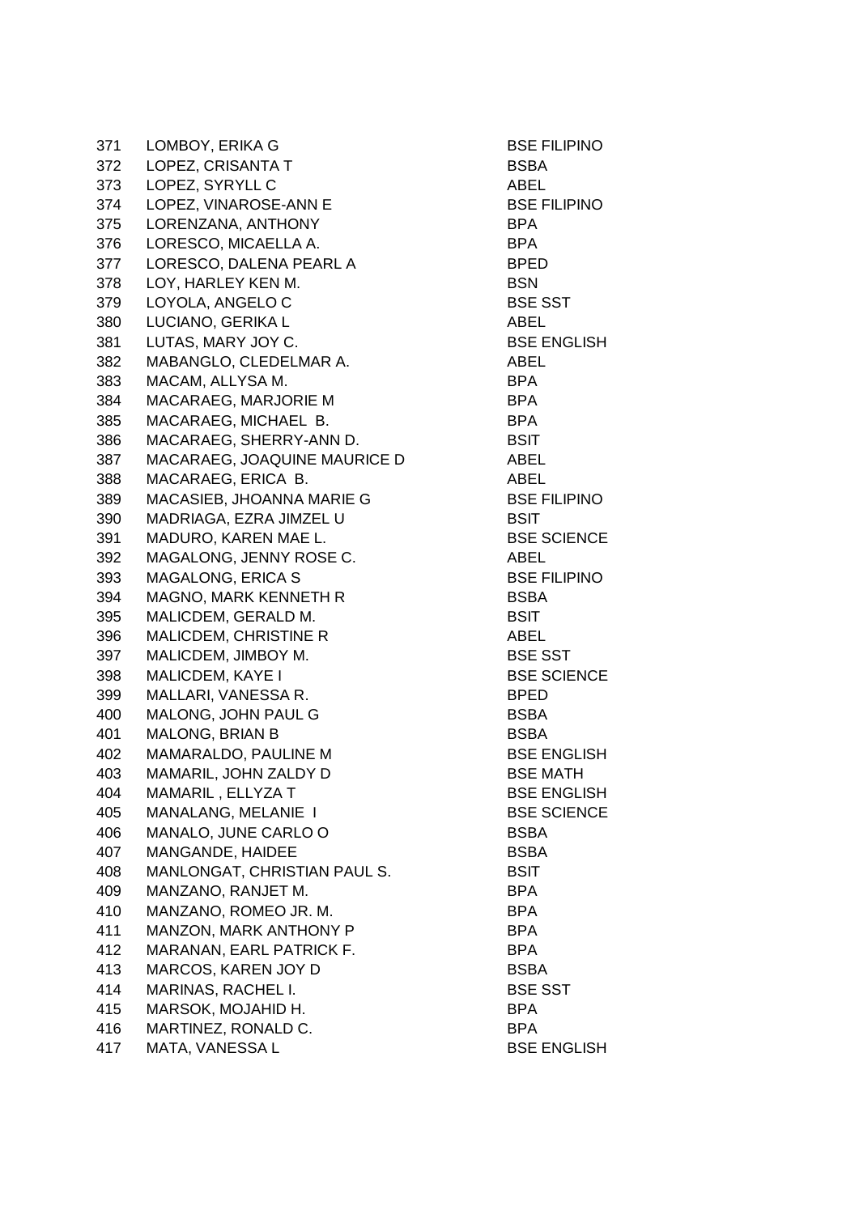| | | |
|---|---|---|
| 371 | LOMBOY, ERIKA G | BSE FILIPINO |
| 372 | LOPEZ, CRISANTA T | BSBA |
| 373 | LOPEZ, SYRYLL C | ABEL |
| 374 | LOPEZ, VINAROSE-ANN E | BSE FILIPINO |
| 375 | LORENZANA, ANTHONY | BPA |
| 376 | LORESCO, MICAELLA A. | BPA |
| 377 | LORESCO, DALENA PEARL A | BPED |
| 378 | LOY, HARLEY KEN M. | BSN |
| 379 | LOYOLA, ANGELO C | BSE SST |
| 380 | LUCIANO, GERIKA L | ABEL |
| 381 | LUTAS, MARY JOY C. | BSE ENGLISH |
| 382 | MABANGLO, CLEDELMAR A. | ABEL |
| 383 | MACAM, ALLYSA M. | BPA |
| 384 | MACARAEG, MARJORIE M | BPA |
| 385 | MACARAEG, MICHAEL B. | BPA |
| 386 | MACARAEG, SHERRY-ANN D. | BSIT |
| 387 | MACARAEG, JOAQUINE MAURICE D | ABEL |
| 388 | MACARAEG, ERICA B. | ABEL |
| 389 | MACASIEB, JHOANNA MARIE G | BSE FILIPINO |
| 390 | MADRIAGA, EZRA JIMZEL U | BSIT |
| 391 | MADURO, KAREN MAE L. | BSE SCIENCE |
| 392 | MAGALONG, JENNY ROSE C. | ABEL |
| 393 | MAGALONG, ERICA S | BSE FILIPINO |
| 394 | MAGNO, MARK KENNETH R | BSBA |
| 395 | MALICDEM, GERALD M. | BSIT |
| 396 | MALICDEM, CHRISTINE R | ABEL |
| 397 | MALICDEM, JIMBOY M. | BSE SST |
| 398 | MALICDEM, KAYE I | BSE SCIENCE |
| 399 | MALLARI, VANESSA R. | BPED |
| 400 | MALONG, JOHN PAUL G | BSBA |
| 401 | MALONG, BRIAN B | BSBA |
| 402 | MAMARALDO, PAULINE M | BSE ENGLISH |
| 403 | MAMARIL, JOHN ZALDY D | BSE MATH |
| 404 | MAMARIL , ELLYZA T | BSE ENGLISH |
| 405 | MANALANG, MELANIE I | BSE SCIENCE |
| 406 | MANALO, JUNE CARLO O | BSBA |
| 407 | MANGANDE, HAIDEE | BSBA |
| 408 | MANLONGAT, CHRISTIAN PAUL S. | BSIT |
| 409 | MANZANO, RANJET M. | BPA |
| 410 | MANZANO, ROMEO JR. M. | BPA |
| 411 | MANZON, MARK ANTHONY P | BPA |
| 412 | MARANAN, EARL PATRICK F. | BPA |
| 413 | MARCOS, KAREN JOY D | BSBA |
| 414 | MARINAS, RACHEL I. | BSE SST |
| 415 | MARSOK, MOJAHID H. | BPA |
| 416 | MARTINEZ, RONALD C. | BPA |
| 417 | MATA, VANESSA L | BSE ENGLISH |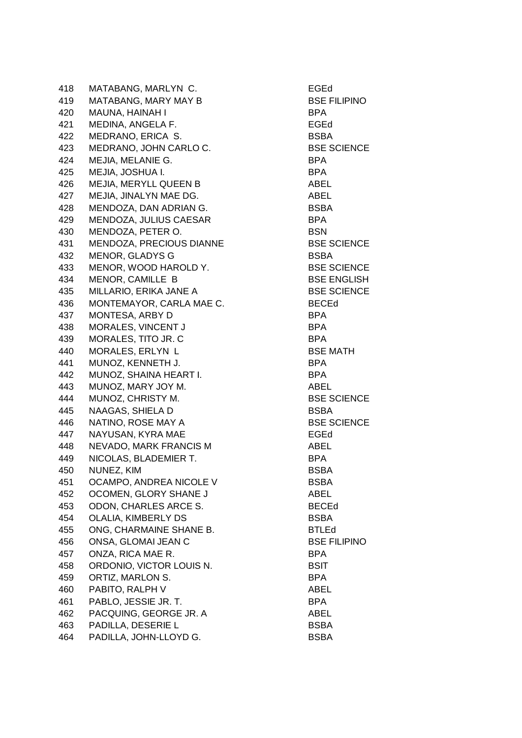| | | |
|---|---|---|
| 418 | MATABANG, MARLYN C. | EGEd |
| 419 | MATABANG, MARY MAY B | BSE FILIPINO |
| 420 | MAUNA, HAINAH I | BPA |
| 421 | MEDINA, ANGELA F. | EGEd |
| 422 | MEDRANO, ERICA S. | BSBA |
| 423 | MEDRANO, JOHN CARLO C. | BSE SCIENCE |
| 424 | MEJIA, MELANIE G. | BPA |
| 425 | MEJIA, JOSHUA I. | BPA |
| 426 | MEJIA, MERYLL QUEEN B | ABEL |
| 427 | MEJIA, JINALYN MAE DG. | ABEL |
| 428 | MENDOZA, DAN ADRIAN G. | BSBA |
| 429 | MENDOZA, JULIUS CAESAR | BPA |
| 430 | MENDOZA, PETER O. | BSN |
| 431 | MENDOZA, PRECIOUS DIANNE | BSE SCIENCE |
| 432 | MENOR, GLADYS G | BSBA |
| 433 | MENOR, WOOD HAROLD Y. | BSE SCIENCE |
| 434 | MENOR, CAMILLE B | BSE ENGLISH |
| 435 | MILLARIO, ERIKA JANE A | BSE SCIENCE |
| 436 | MONTEMAYOR, CARLA MAE C. | BECEd |
| 437 | MONTESA, ARBY D | BPA |
| 438 | MORALES, VINCENT J | BPA |
| 439 | MORALES, TITO JR. C | BPA |
| 440 | MORALES, ERLYN L | BSE MATH |
| 441 | MUNOZ, KENNETH J. | BPA |
| 442 | MUNOZ, SHAINA HEART I. | BPA |
| 443 | MUNOZ, MARY JOY M. | ABEL |
| 444 | MUNOZ, CHRISTY M. | BSE SCIENCE |
| 445 | NAAGAS, SHIELA D | BSBA |
| 446 | NATINO, ROSE MAY A | BSE SCIENCE |
| 447 | NAYUSAN, KYRA MAE | EGEd |
| 448 | NEVADO, MARK FRANCIS M | ABEL |
| 449 | NICOLAS, BLADEMIER T. | BPA |
| 450 | NUNEZ, KIM | BSBA |
| 451 | OCAMPO, ANDREA NICOLE V | BSBA |
| 452 | OCOMEN, GLORY SHANE J | ABEL |
| 453 | ODON, CHARLES ARCE S. | BECEd |
| 454 | OLALIA, KIMBERLY DS | BSBA |
| 455 | ONG, CHARMAINE SHANE B. | BTLEd |
| 456 | ONSA, GLOMAI JEAN C | BSE FILIPINO |
| 457 | ONZA, RICA MAE R. | BPA |
| 458 | ORDONIO, VICTOR LOUIS N. | BSIT |
| 459 | ORTIZ, MARLON S. | BPA |
| 460 | PABITO, RALPH V | ABEL |
| 461 | PABLO, JESSIE JR. T. | BPA |
| 462 | PACQUING, GEORGE JR. A | ABEL |
| 463 | PADILLA, DESERIE L | BSBA |
| 464 | PADILLA, JOHN-LLOYD G. | BSBA |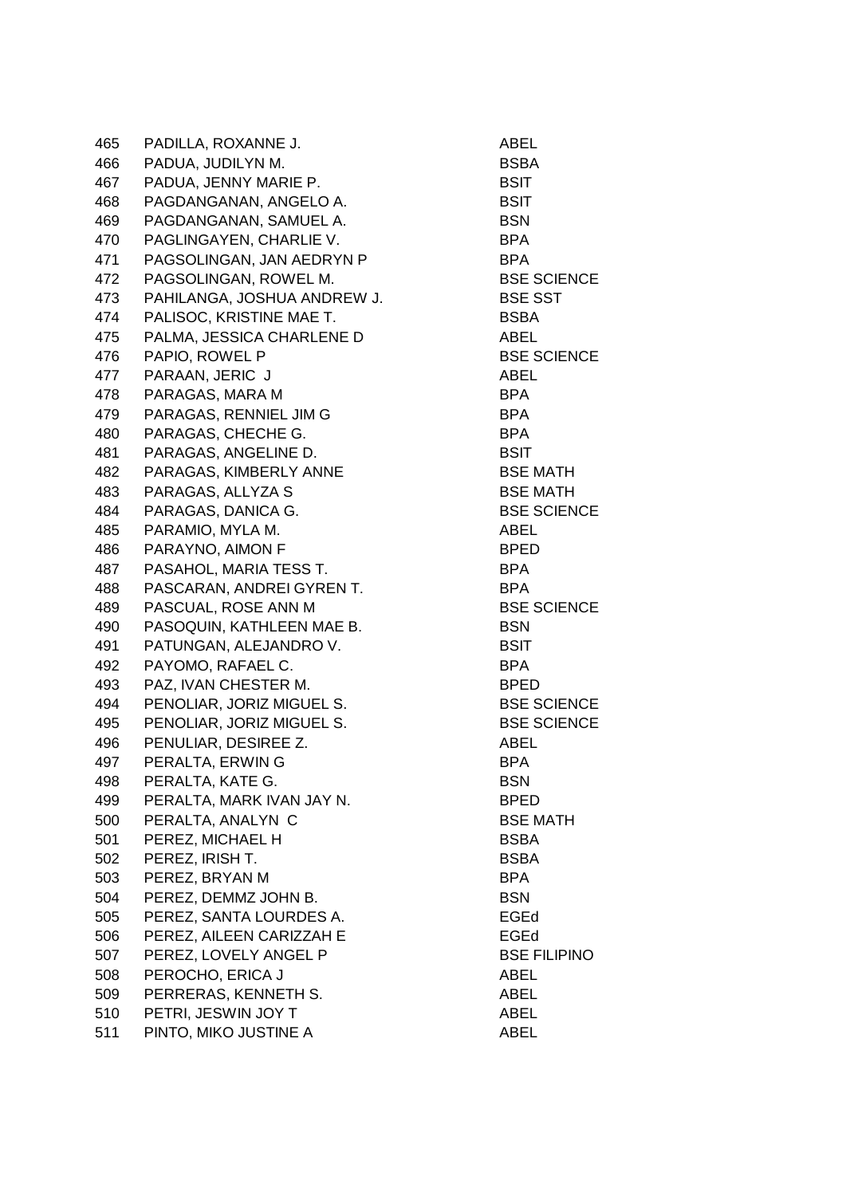| | | |
|---|---|---|
| 465 | PADILLA, ROXANNE J. | ABEL |
| 466 | PADUA, JUDILYN M. | BSBA |
| 467 | PADUA, JENNY MARIE P. | BSIT |
| 468 | PAGDANGANAN, ANGELO A. | BSIT |
| 469 | PAGDANGANAN, SAMUEL A. | BSN |
| 470 | PAGLINGAYEN, CHARLIE V. | BPA |
| 471 | PAGSOLINGAN, JAN AEDRYN P | BPA |
| 472 | PAGSOLINGAN, ROWEL M. | BSE SCIENCE |
| 473 | PAHILANGA, JOSHUA ANDREW J. | BSE SST |
| 474 | PALISOC, KRISTINE MAE T. | BSBA |
| 475 | PALMA, JESSICA CHARLENE D | ABEL |
| 476 | PAPIO, ROWEL P | BSE SCIENCE |
| 477 | PARAAN, JERIC J | ABEL |
| 478 | PARAGAS, MARA M | BPA |
| 479 | PARAGAS, RENNIEL JIM G | BPA |
| 480 | PARAGAS, CHECHE G. | BPA |
| 481 | PARAGAS, ANGELINE D. | BSIT |
| 482 | PARAGAS, KIMBERLY ANNE | BSE MATH |
| 483 | PARAGAS, ALLYZA S | BSE MATH |
| 484 | PARAGAS, DANICA G. | BSE SCIENCE |
| 485 | PARAMIO, MYLA M. | ABEL |
| 486 | PARAYNO, AIMON F | BPED |
| 487 | PASAHOL, MARIA TESS T. | BPA |
| 488 | PASCARAN, ANDREI GYREN T. | BPA |
| 489 | PASCUAL, ROSE ANN M | BSE SCIENCE |
| 490 | PASOQUIN, KATHLEEN MAE B. | BSN |
| 491 | PATUNGAN, ALEJANDRO V. | BSIT |
| 492 | PAYOMO, RAFAEL C. | BPA |
| 493 | PAZ, IVAN CHESTER M. | BPED |
| 494 | PENOLIAR, JORIZ MIGUEL S. | BSE SCIENCE |
| 495 | PENOLIAR, JORIZ MIGUEL S. | BSE SCIENCE |
| 496 | PENULIAR, DESIREE Z. | ABEL |
| 497 | PERALTA, ERWIN G | BPA |
| 498 | PERALTA, KATE G. | BSN |
| 499 | PERALTA, MARK IVAN JAY N. | BPED |
| 500 | PERALTA, ANALYN C | BSE MATH |
| 501 | PEREZ, MICHAEL H | BSBA |
| 502 | PEREZ, IRISH T. | BSBA |
| 503 | PEREZ, BRYAN M | BPA |
| 504 | PEREZ, DEMMZ JOHN B. | BSN |
| 505 | PEREZ, SANTA LOURDES A. | EGEd |
| 506 | PEREZ, AILEEN CARIZZAH E | EGEd |
| 507 | PEREZ, LOVELY ANGEL P | BSE FILIPINO |
| 508 | PEROCHO, ERICA J | ABEL |
| 509 | PERRERAS, KENNETH S. | ABEL |
| 510 | PETRI, JESWIN JOY T | ABEL |
| 511 | PINTO, MIKO JUSTINE A | ABEL |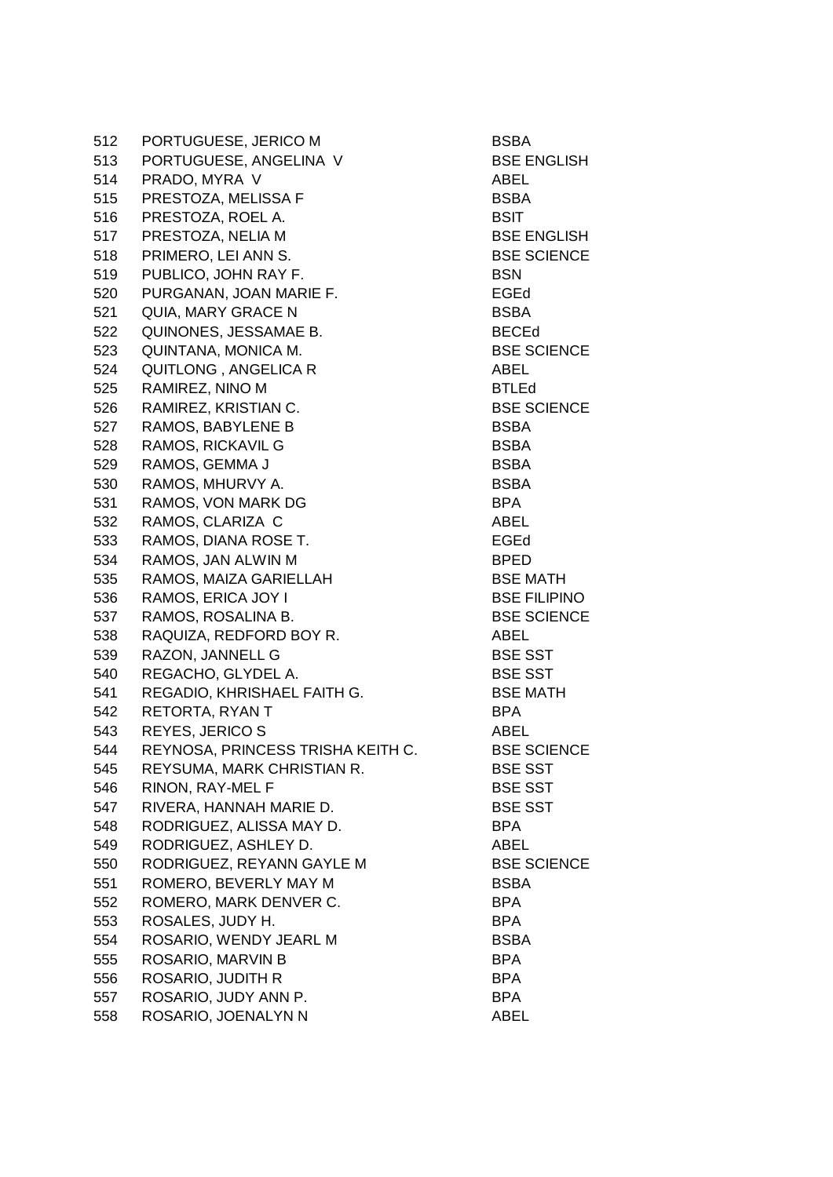| | | |
|---|---|---|
| 512 | PORTUGUESE, JERICO M | BSBA |
| 513 | PORTUGUESE, ANGELINA V | BSE ENGLISH |
| 514 | PRADO, MYRA V | ABEL |
| 515 | PRESTOZA, MELISSA F | BSBA |
| 516 | PRESTOZA, ROEL A. | BSIT |
| 517 | PRESTOZA, NELIA M | BSE ENGLISH |
| 518 | PRIMERO, LEI ANN S. | BSE SCIENCE |
| 519 | PUBLICO, JOHN RAY F. | BSN |
| 520 | PURGANAN, JOAN MARIE F. | EGEd |
| 521 | QUIA, MARY GRACE N | BSBA |
| 522 | QUINONES, JESSAMAE B. | BECEd |
| 523 | QUINTANA, MONICA M. | BSE SCIENCE |
| 524 | QUITLONG , ANGELICA R | ABEL |
| 525 | RAMIREZ, NINO M | BTLEd |
| 526 | RAMIREZ, KRISTIAN C. | BSE SCIENCE |
| 527 | RAMOS, BABYLENE B | BSBA |
| 528 | RAMOS, RICKAVIL G | BSBA |
| 529 | RAMOS, GEMMA J | BSBA |
| 530 | RAMOS, MHURVY A. | BSBA |
| 531 | RAMOS, VON MARK DG | BPA |
| 532 | RAMOS, CLARIZA C | ABEL |
| 533 | RAMOS, DIANA ROSE T. | EGEd |
| 534 | RAMOS, JAN ALWIN M | BPED |
| 535 | RAMOS, MAIZA GARIELLAH | BSE MATH |
| 536 | RAMOS, ERICA JOY I | BSE FILIPINO |
| 537 | RAMOS, ROSALINA B. | BSE SCIENCE |
| 538 | RAQUIZA, REDFORD BOY R. | ABEL |
| 539 | RAZON, JANNELL G | BSE SST |
| 540 | REGACHO, GLYDEL A. | BSE SST |
| 541 | REGADIO, KHRISHAEL FAITH G. | BSE MATH |
| 542 | RETORTA, RYAN T | BPA |
| 543 | REYES, JERICO S | ABEL |
| 544 | REYNOSA, PRINCESS TRISHA KEITH C. | BSE SCIENCE |
| 545 | REYSUMA, MARK CHRISTIAN R. | BSE SST |
| 546 | RINON, RAY-MEL F | BSE SST |
| 547 | RIVERA, HANNAH MARIE D. | BSE SST |
| 548 | RODRIGUEZ, ALISSA MAY D. | BPA |
| 549 | RODRIGUEZ, ASHLEY D. | ABEL |
| 550 | RODRIGUEZ, REYANN GAYLE M | BSE SCIENCE |
| 551 | ROMERO, BEVERLY MAY M | BSBA |
| 552 | ROMERO, MARK DENVER C. | BPA |
| 553 | ROSALES, JUDY H. | BPA |
| 554 | ROSARIO, WENDY JEARL M | BSBA |
| 555 | ROSARIO, MARVIN B | BPA |
| 556 | ROSARIO, JUDITH R | BPA |
| 557 | ROSARIO, JUDY ANN P. | BPA |
| 558 | ROSARIO, JOENALYN N | ABEL |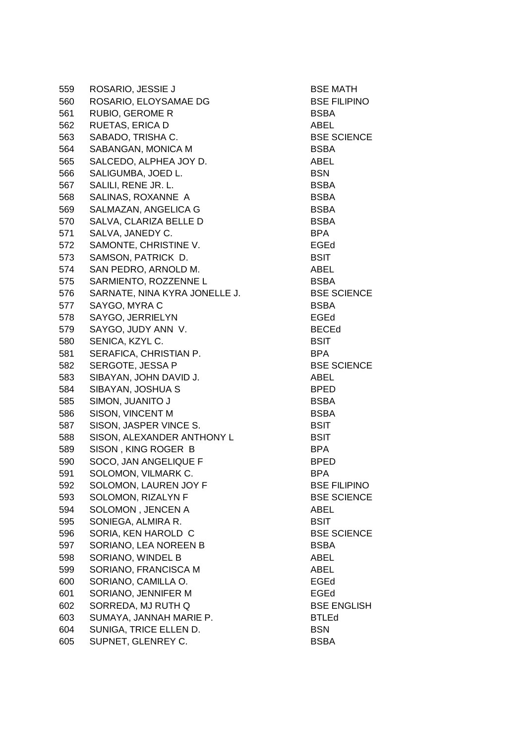| | | |
|---|---|---|
| 559 | ROSARIO, JESSIE J | BSE MATH |
| 560 | ROSARIO, ELOYSAMAE DG | BSE FILIPINO |
| 561 | RUBIO, GEROME R | BSBA |
| 562 | RUETAS, ERICA D | ABEL |
| 563 | SABADO, TRISHA C. | BSE SCIENCE |
| 564 | SABANGAN, MONICA M | BSBA |
| 565 | SALCEDO, ALPHEA JOY D. | ABEL |
| 566 | SALIGUMBA, JOED L. | BSN |
| 567 | SALILI, RENE JR. L. | BSBA |
| 568 | SALINAS, ROXANNE A | BSBA |
| 569 | SALMAZAN, ANGELICA G | BSBA |
| 570 | SALVA, CLARIZA BELLE D | BSBA |
| 571 | SALVA, JANEDY C. | BPA |
| 572 | SAMONTE, CHRISTINE V. | EGEd |
| 573 | SAMSON, PATRICK D. | BSIT |
| 574 | SAN PEDRO, ARNOLD M. | ABEL |
| 575 | SARMIENTO, ROZZENNE L | BSBA |
| 576 | SARNATE, NINA KYRA JONELLE J. | BSE SCIENCE |
| 577 | SAYGO, MYRA C | BSBA |
| 578 | SAYGO, JERRIELYN | EGEd |
| 579 | SAYGO, JUDY ANN V. | BECEd |
| 580 | SENICA, KZYL C. | BSIT |
| 581 | SERAFICA, CHRISTIAN P. | BPA |
| 582 | SERGOTE, JESSA P | BSE SCIENCE |
| 583 | SIBAYAN, JOHN DAVID J. | ABEL |
| 584 | SIBAYAN, JOSHUA S | BPED |
| 585 | SIMON, JUANITO J | BSBA |
| 586 | SISON, VINCENT M | BSBA |
| 587 | SISON, JASPER VINCE S. | BSIT |
| 588 | SISON, ALEXANDER ANTHONY L | BSIT |
| 589 | SISON , KING ROGER B | BPA |
| 590 | SOCO, JAN ANGELIQUE F | BPED |
| 591 | SOLOMON, VILMARK C. | BPA |
| 592 | SOLOMON, LAUREN JOY F | BSE FILIPINO |
| 593 | SOLOMON, RIZALYN F | BSE SCIENCE |
| 594 | SOLOMON , JENCEN A | ABEL |
| 595 | SONIEGA, ALMIRA R. | BSIT |
| 596 | SORIA, KEN HAROLD C | BSE SCIENCE |
| 597 | SORIANO, LEA NOREEN B | BSBA |
| 598 | SORIANO, WINDEL B | ABEL |
| 599 | SORIANO, FRANCISCA M | ABEL |
| 600 | SORIANO, CAMILLA O. | EGEd |
| 601 | SORIANO, JENNIFER M | EGEd |
| 602 | SORREDA, MJ RUTH Q | BSE ENGLISH |
| 603 | SUMAYA, JANNAH MARIE P. | BTLEd |
| 604 | SUNIGA, TRICE ELLEN D. | BSN |
| 605 | SUPNET, GLENREY C. | BSBA |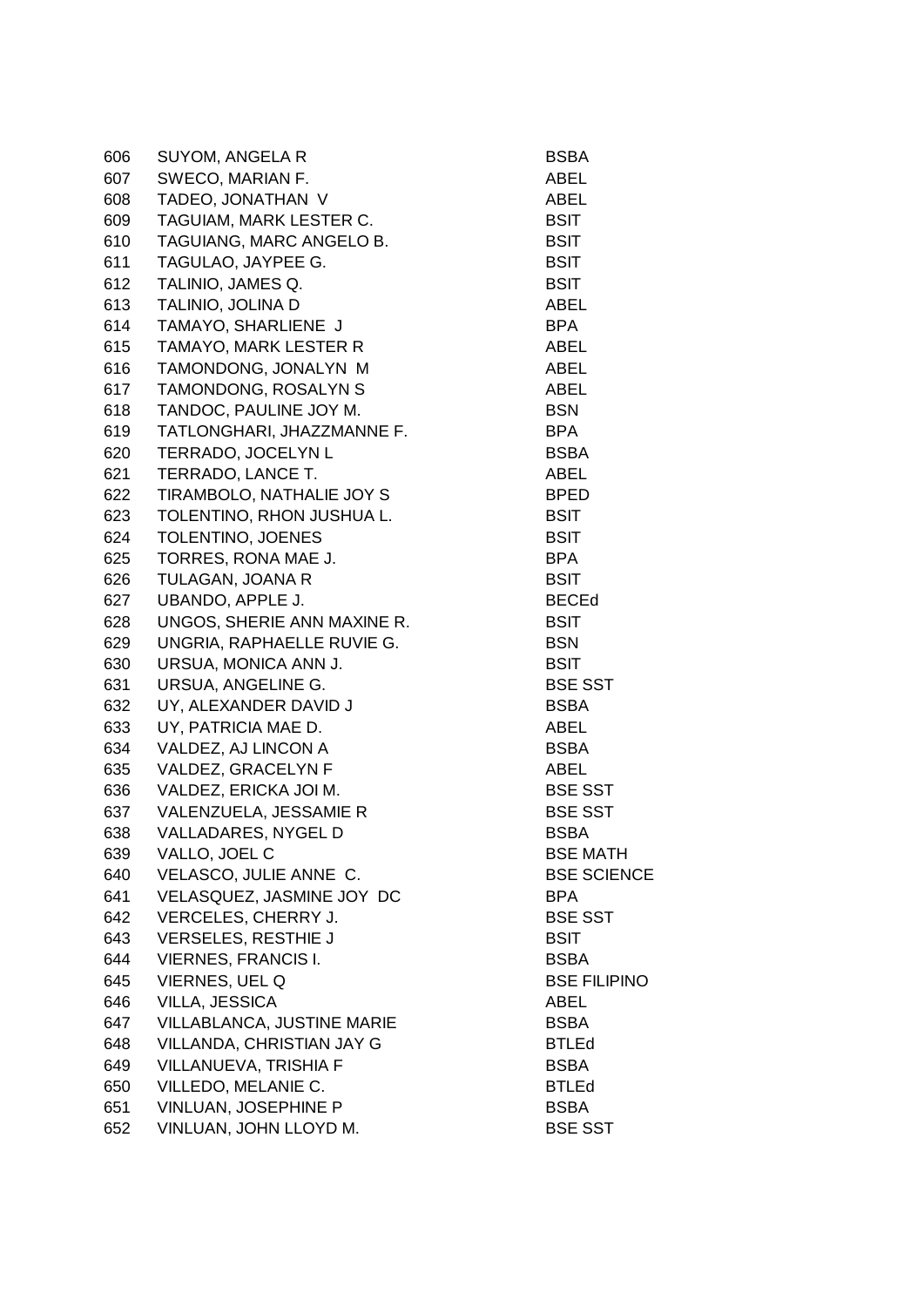| | | |
|---|---|---|
| 606 | SUYOM, ANGELA R | BSBA |
| 607 | SWECO, MARIAN F. | ABEL |
| 608 | TADEO, JONATHAN V | ABEL |
| 609 | TAGUIAM, MARK LESTER C. | BSIT |
| 610 | TAGUIANG, MARC ANGELO B. | BSIT |
| 611 | TAGULAO, JAYPEE G. | BSIT |
| 612 | TALINIO, JAMES Q. | BSIT |
| 613 | TALINIO, JOLINA D | ABEL |
| 614 | TAMAYO, SHARLIENE J | BPA |
| 615 | TAMAYO, MARK LESTER R | ABEL |
| 616 | TAMONDONG, JONALYN M | ABEL |
| 617 | TAMONDONG, ROSALYN S | ABEL |
| 618 | TANDOC, PAULINE JOY M. | BSN |
| 619 | TATLONGHARI, JHAZZMANNE F. | BPA |
| 620 | TERRADO, JOCELYN L | BSBA |
| 621 | TERRADO, LANCE T. | ABEL |
| 622 | TIRAMBOLO, NATHALIE JOY S | BPED |
| 623 | TOLENTINO, RHON JUSHUA L. | BSIT |
| 624 | TOLENTINO, JOENES | BSIT |
| 625 | TORRES, RONA MAE J. | BPA |
| 626 | TULAGAN, JOANA R | BSIT |
| 627 | UBANDO, APPLE J. | BECEd |
| 628 | UNGOS, SHERIE ANN MAXINE R. | BSIT |
| 629 | UNGRIA, RAPHAELLE RUVIE G. | BSN |
| 630 | URSUA, MONICA ANN J. | BSIT |
| 631 | URSUA, ANGELINE G. | BSE SST |
| 632 | UY, ALEXANDER DAVID J | BSBA |
| 633 | UY, PATRICIA MAE D. | ABEL |
| 634 | VALDEZ, AJ LINCON A | BSBA |
| 635 | VALDEZ, GRACELYN F | ABEL |
| 636 | VALDEZ, ERICKA JOI M. | BSE SST |
| 637 | VALENZUELA, JESSAMIE R | BSE SST |
| 638 | VALLADARES, NYGEL D | BSBA |
| 639 | VALLO, JOEL C | BSE MATH |
| 640 | VELASCO, JULIE ANNE C. | BSE SCIENCE |
| 641 | VELASQUEZ, JASMINE JOY DC | BPA |
| 642 | VERCELES, CHERRY J. | BSE SST |
| 643 | VERSELES, RESTHIE J | BSIT |
| 644 | VIERNES, FRANCIS I. | BSBA |
| 645 | VIERNES, UEL Q | BSE FILIPINO |
| 646 | VILLA, JESSICA | ABEL |
| 647 | VILLABLANCA, JUSTINE MARIE | BSBA |
| 648 | VILLANDA, CHRISTIAN JAY G | BTLEd |
| 649 | VILLANUEVA, TRISHIA F | BSBA |
| 650 | VILLEDO, MELANIE C. | BTLEd |
| 651 | VINLUAN, JOSEPHINE P | BSBA |
| 652 | VINLUAN, JOHN LLOYD M. | BSE SST |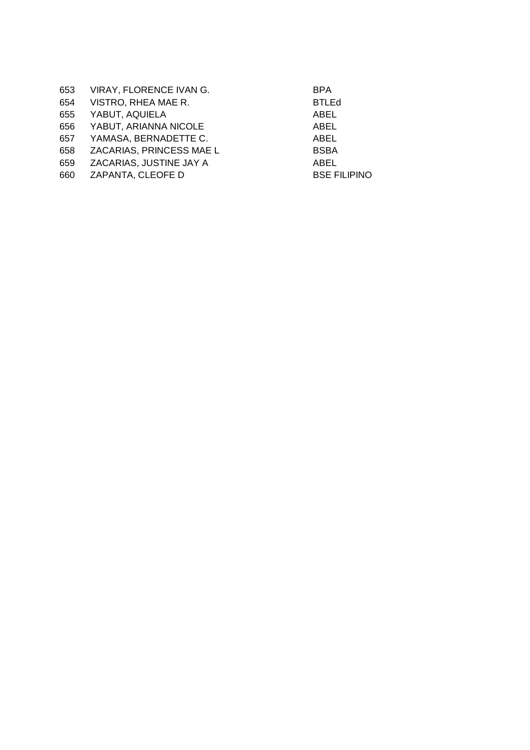| | | |
|---|---|---|
| 653 | VIRAY, FLORENCE IVAN G. | BPA |
| 654 | VISTRO, RHEA MAE R. | BTLEd |
| 655 | YABUT, AQUIELA | ABEL |
| 656 | YABUT, ARIANNA NICOLE | ABEL |
| 657 | YAMASA, BERNADETTE C. | ABEL |
| 658 | ZACARIAS, PRINCESS MAE L | BSBA |
| 659 | ZACARIAS, JUSTINE JAY A | ABEL |
| 660 | ZAPANTA, CLEOFE D | BSE FILIPINO |